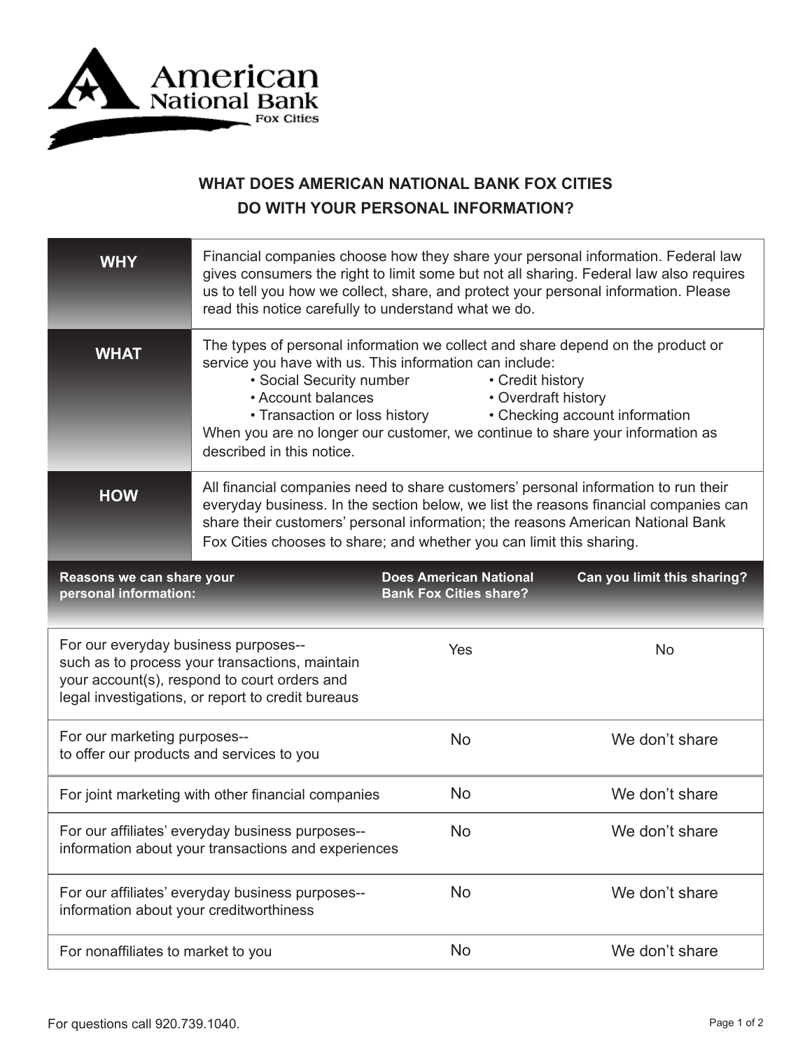American National Bank
Fox Cities

# WHAT DOES AMERICAN NATIONAL BANK FOX CITIES DO WITH YOUR PERSONAL INFORMATION?

| | |
|---|---|
| **WHY** | Financial companies choose how they share your personal information. Federal law gives consumers the right to limit some but not all sharing. Federal law also requires us to tell you how we collect, share, and protect your personal information. Please read this notice carefully to understand what we do. |
| **WHAT** | The types of personal information we collect and share depend on the product or service you have with us. This information can include:<br>• Social Security number • Credit history<br>• Account balances • Overdraft history<br>• Transaction or loss history • Checking account information<br>When you are no longer our customer, we continue to share your information as described in this notice. |
| **HOW** | All financial companies need to share customers' personal information to run their everyday business. In the section below, we list the reasons financial companies can share their customers' personal information; the reasons American National Bank Fox Cities chooses to share; and whether you can limit this sharing. |

| Reasons we can share your personal information: | Does American National Bank Fox Cities share? | Can you limit this sharing? |
|---|---|---|
| For our everyday business purposes-- such as to process your transactions, maintain your account(s), respond to court orders and legal investigations, or report to credit bureaus | Yes | No |
| For our marketing purposes-- to offer our products and services to you | No | We don't share |
| For joint marketing with other financial companies | No | We don't share |
| For our affiliates' everyday business purposes-- information about your transactions and experiences | No | We don't share |
| For our affiliates' everyday business purposes-- information about your creditworthiness | No | We don't share |
| For nonaffiliates to market to you | No | We don't share |

For questions call 920.739.1040.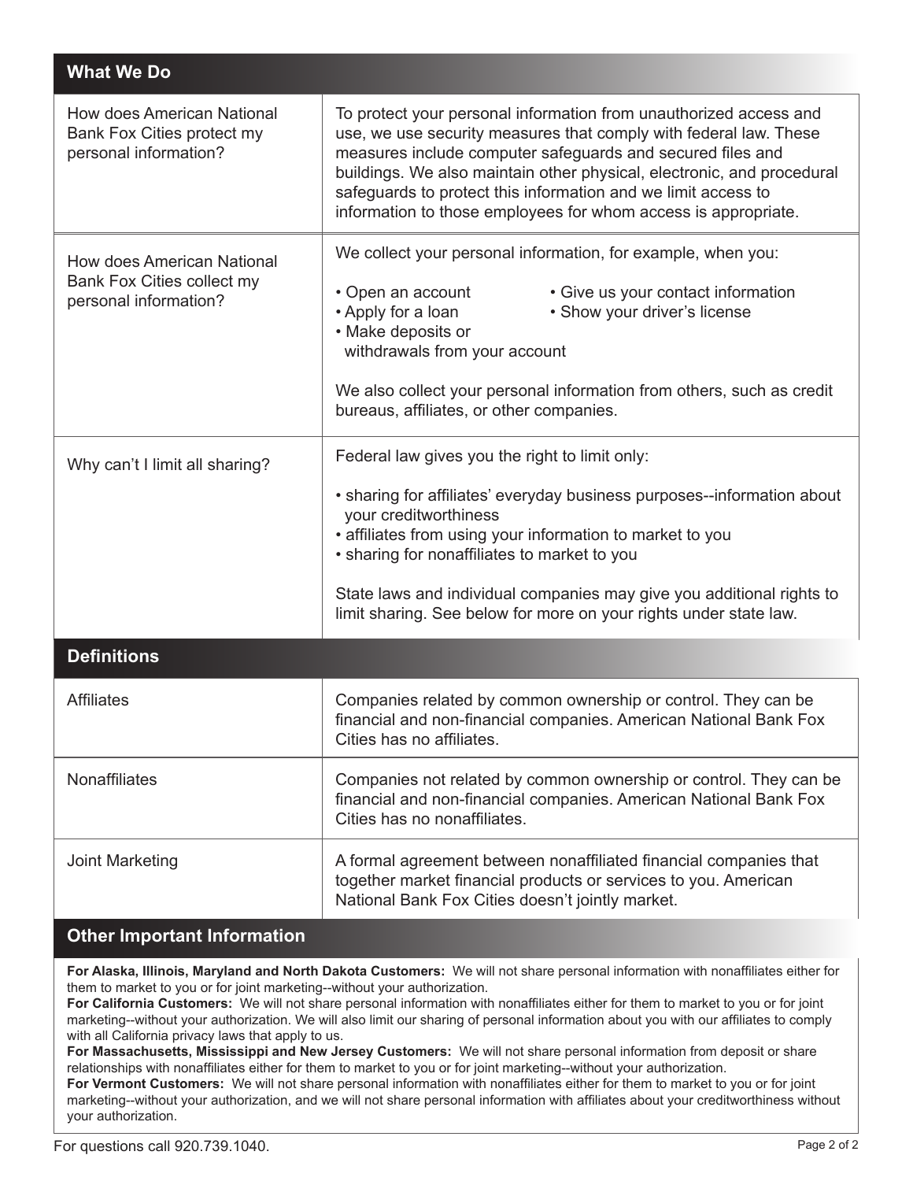## What We Do

| | |
|---|---|
| How does American National Bank Fox Cities protect my personal information? | To protect your personal information from unauthorized access and use, we use security measures that comply with federal law. These measures include computer safeguards and secured files and buildings. We also maintain other physical, electronic, and procedural safeguards to protect this information and we limit access to information to those employees for whom access is appropriate. |
| How does American National Bank Fox Cities collect my personal information? | We collect your personal information, for example, when you:<br>• Open an account<br>• Apply for a loan<br>• Make deposits or withdrawals from your account<br>• Give us your contact information<br>• Show your driver's license<br><br>We also collect your personal information from others, such as credit bureaus, affiliates, or other companies. |
| Why can't I limit all sharing? | Federal law gives you the right to limit only:<br>• sharing for affiliates' everyday business purposes--information about your creditworthiness<br>• affiliates from using your information to market to you<br>• sharing for nonaffiliates to market to you<br><br>State laws and individual companies may give you additional rights to limit sharing. See below for more on your rights under state law. |

## Definitions

| | |
|---|---|
| Affiliates | Companies related by common ownership or control. They can be financial and non-financial companies. American National Bank Fox Cities has no affiliates. |
| Nonaffiliates | Companies not related by common ownership or control. They can be financial and non-financial companies. American National Bank Fox Cities has no nonaffiliates. |
| Joint Marketing | A formal agreement between nonaffiliated financial companies that together market financial products or services to you. American National Bank Fox Cities doesn't jointly market. |

## Other Important Information

**For Alaska, Illinois, Maryland and North Dakota Customers:** We will not share personal information with nonaffiliates either for them to market to you or for joint marketing--without your authorization.
**For California Customers:** We will not share personal information with nonaffiliates either for them to market to you or for joint marketing--without your authorization. We will also limit our sharing of personal information about you with our affiliates to comply with all California privacy laws that apply to us.
**For Massachusetts, Mississippi and New Jersey Customers:** We will not share personal information from deposit or share relationships with nonaffiliates either for them to market to you or for joint marketing--without your authorization.
**For Vermont Customers:** We will not share personal information with nonaffiliates either for them to market to you or for joint marketing--without your authorization, and we will not share personal information with affiliates about your creditworthiness without your authorization.

For questions call 920.739.1040.